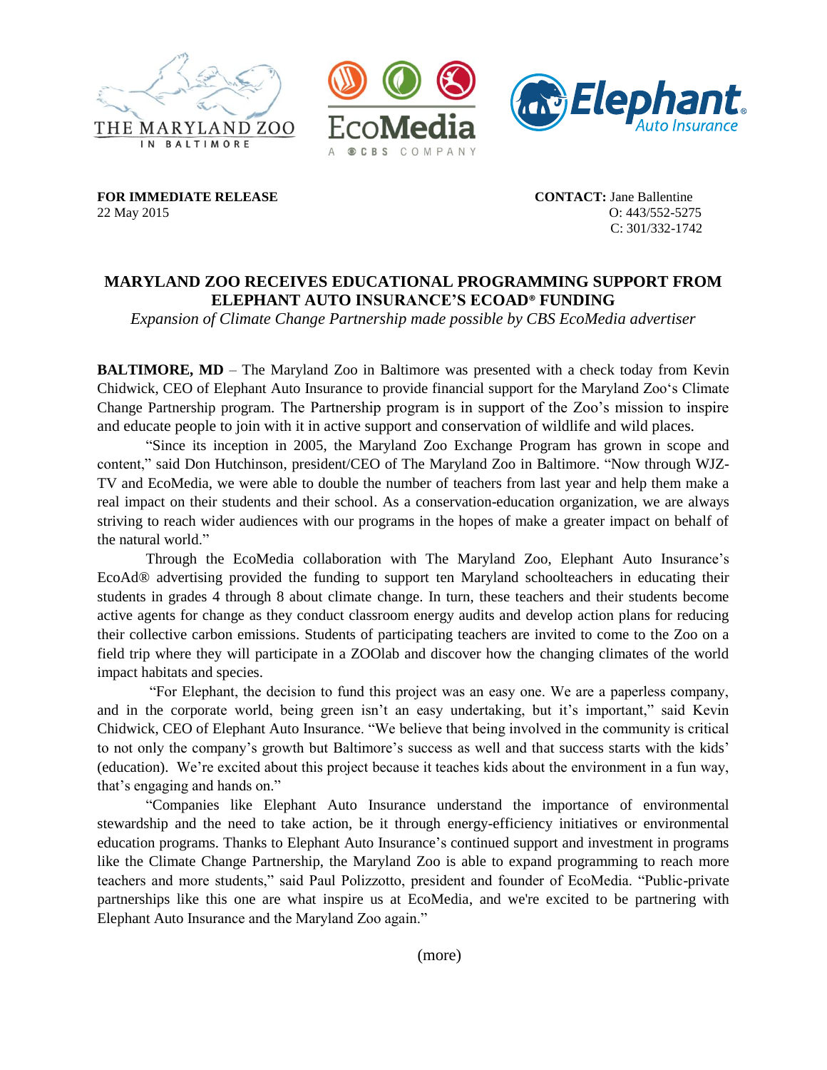**FOR IMMEDIATE RELEASE**
22 May 2015

**CONTACT:** Jane Ballentine
O: 443/552-5275
C: 301/332-1742

# MARYLAND ZOO RECEIVES EDUCATIONAL PROGRAMMING SUPPORT FROM ELEPHANT AUTO INSURANCE'S ECOAD® FUNDING

*Expansion of Climate Change Partnership made possible by CBS EcoMedia advertiser*

**BALTIMORE, MD** – The Maryland Zoo in Baltimore was presented with a check today from Kevin Chidwick, CEO of Elephant Auto Insurance to provide financial support for the Maryland Zoo's Climate Change Partnership program. The Partnership program is in support of the Zoo's mission to inspire and educate people to join with it in active support and conservation of wildlife and wild places.

"Since its inception in 2005, the Maryland Zoo Exchange Program has grown in scope and content," said Don Hutchinson, president/CEO of The Maryland Zoo in Baltimore. "Now through WJZ-TV and EcoMedia, we were able to double the number of teachers from last year and help them make a real impact on their students and their school. As a conservation-education organization, we are always striving to reach wider audiences with our programs in the hopes of make a greater impact on behalf of the natural world."

Through the EcoMedia collaboration with The Maryland Zoo, Elephant Auto Insurance's EcoAd® advertising provided the funding to support ten Maryland schoolteachers in educating their students in grades 4 through 8 about climate change. In turn, these teachers and their students become active agents for change as they conduct classroom energy audits and develop action plans for reducing their collective carbon emissions. Students of participating teachers are invited to come to the Zoo on a field trip where they will participate in a ZOOlab and discover how the changing climates of the world impact habitats and species.

"For Elephant, the decision to fund this project was an easy one. We are a paperless company, and in the corporate world, being green isn't an easy undertaking, but it's important," said Kevin Chidwick, CEO of Elephant Auto Insurance. "We believe that being involved in the community is critical to not only the company's growth but Baltimore's success as well and that success starts with the kids' (education). We're excited about this project because it teaches kids about the environment in a fun way, that's engaging and hands on."

"Companies like Elephant Auto Insurance understand the importance of environmental stewardship and the need to take action, be it through energy-efficiency initiatives or environmental education programs. Thanks to Elephant Auto Insurance's continued support and investment in programs like the Climate Change Partnership, the Maryland Zoo is able to expand programming to reach more teachers and more students," said Paul Polizzotto, president and founder of EcoMedia. "Public-private partnerships like this one are what inspire us at EcoMedia, and we're excited to be partnering with Elephant Auto Insurance and the Maryland Zoo again."

(more)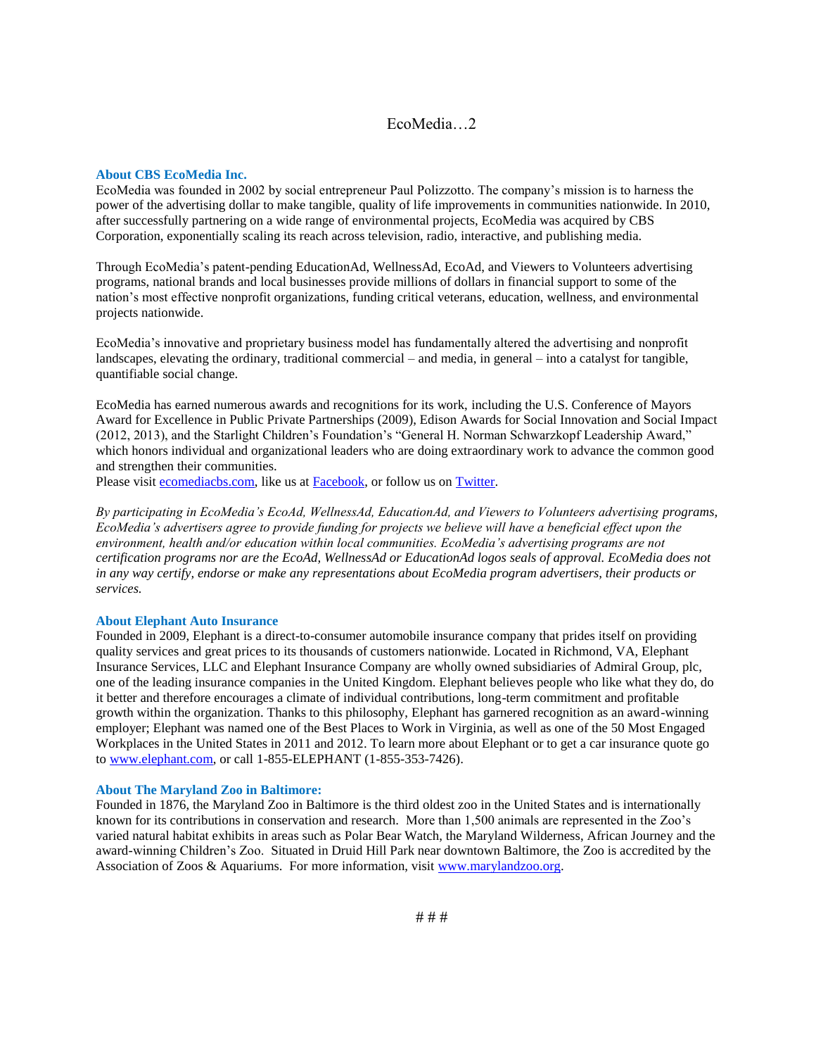### About CBS EcoMedia Inc.

EcoMedia was founded in 2002 by social entrepreneur Paul Polizzotto. The company's mission is to harness the power of the advertising dollar to make tangible, quality of life improvements in communities nationwide. In 2010, after successfully partnering on a wide range of environmental projects, EcoMedia was acquired by CBS Corporation, exponentially scaling its reach across television, radio, interactive, and publishing media.

Through EcoMedia's patent-pending EducationAd, WellnessAd, EcoAd, and Viewers to Volunteers advertising programs, national brands and local businesses provide millions of dollars in financial support to some of the nation's most effective nonprofit organizations, funding critical veterans, education, wellness, and environmental projects nationwide.

EcoMedia's innovative and proprietary business model has fundamentally altered the advertising and nonprofit landscapes, elevating the ordinary, traditional commercial – and media, in general – into a catalyst for tangible, quantifiable social change.

EcoMedia has earned numerous awards and recognitions for its work, including the U.S. Conference of Mayors Award for Excellence in Public Private Partnerships (2009), Edison Awards for Social Innovation and Social Impact (2012, 2013), and the Starlight Children's Foundation's "General H. Norman Schwarzkopf Leadership Award," which honors individual and organizational leaders who are doing extraordinary work to advance the common good and strengthen their communities.
Please visit [ecomediacbs.com](ecomediacbs.com), like us at [Facebook](Facebook), or follow us on [Twitter](Twitter).

*By participating in EcoMedia's EcoAd, WellnessAd, EducationAd, and Viewers to Volunteers advertising programs, EcoMedia's advertisers agree to provide funding for projects we believe will have a beneficial effect upon the environment, health and/or education within local communities. EcoMedia's advertising programs are not certification programs nor are the EcoAd, WellnessAd or EducationAd logos seals of approval. EcoMedia does not in any way certify, endorse or make any representations about EcoMedia program advertisers, their products or services.*

### About Elephant Auto Insurance

Founded in 2009, Elephant is a direct-to-consumer automobile insurance company that prides itself on providing quality services and great prices to its thousands of customers nationwide. Located in Richmond, VA, Elephant Insurance Services, LLC and Elephant Insurance Company are wholly owned subsidiaries of Admiral Group, plc, one of the leading insurance companies in the United Kingdom. Elephant believes people who like what they do, do it better and therefore encourages a climate of individual contributions, long-term commitment and profitable growth within the organization. Thanks to this philosophy, Elephant has garnered recognition as an award-winning employer; Elephant was named one of the Best Places to Work in Virginia, as well as one of the 50 Most Engaged Workplaces in the United States in 2011 and 2012. To learn more about Elephant or to get a car insurance quote go to [www.elephant.com](www.elephant.com), or call 1-855-ELEPHANT (1-855-353-7426).

### About The Maryland Zoo in Baltimore:

Founded in 1876, the Maryland Zoo in Baltimore is the third oldest zoo in the United States and is internationally known for its contributions in conservation and research. More than 1,500 animals are represented in the Zoo's varied natural habitat exhibits in areas such as Polar Bear Watch, the Maryland Wilderness, African Journey and the award-winning Children's Zoo. Situated in Druid Hill Park near downtown Baltimore, the Zoo is accredited by the Association of Zoos & Aquariums. For more information, visit [www.marylandzoo.org](www.marylandzoo.org).

# # #